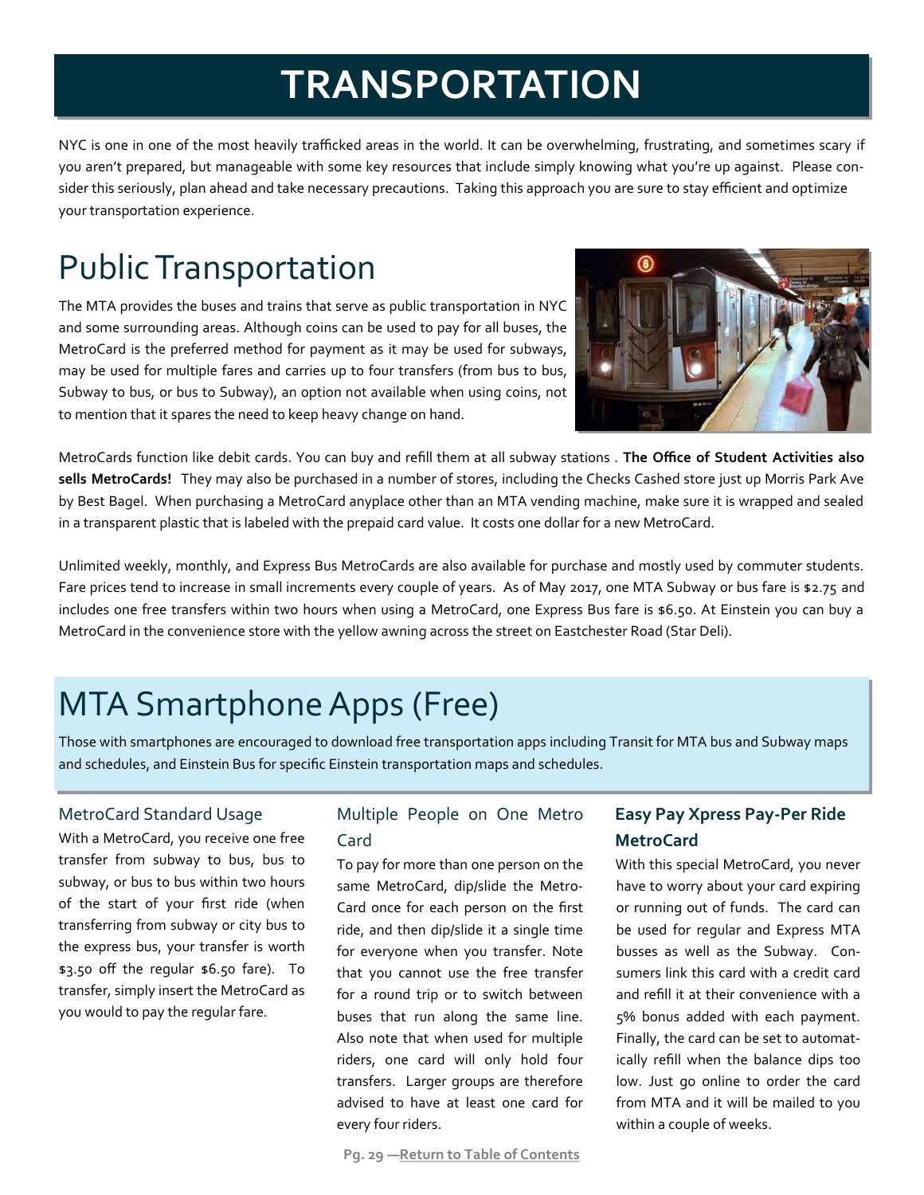# TRANSPORTATION

NYC is one in one of the most heavily trafficked areas in the world. It can be overwhelming, frustrating, and sometimes scary if you aren't prepared, but manageable with some key resources that include simply knowing what you're up against. Please consider this seriously, plan ahead and take necessary precautions. Taking this approach you are sure to stay efficient and optimize your transportation experience.

## Public Transportation

The MTA provides the buses and trains that serve as public transportation in NYC and some surrounding areas. Although coins can be used to pay for all buses, the MetroCard is the preferred method for payment as it may be used for subways, may be used for multiple fares and carries up to four transfers (from bus to bus, Subway to bus, or bus to Subway), an option not available when using coins, not to mention that it spares the need to keep heavy change on hand.

MetroCards function like debit cards. You can buy and refill them at all subway stations . **The Office of Student Activities also sells MetroCards!** They may also be purchased in a number of stores, including the Checks Cashed store just up Morris Park Ave by Best Bagel. When purchasing a MetroCard anyplace other than an MTA vending machine, make sure it is wrapped and sealed in a transparent plastic that is labeled with the prepaid card value. It costs one dollar for a new MetroCard.

Unlimited weekly, monthly, and Express Bus MetroCards are also available for purchase and mostly used by commuter students. Fare prices tend to increase in small increments every couple of years. As of May 2017, one MTA Subway or bus fare is $2.75 and includes one free transfers within two hours when using a MetroCard, one Express Bus fare is $6.50. At Einstein you can buy a MetroCard in the convenience store with the yellow awning across the street on Eastchester Road (Star Deli).

## MTA Smartphone Apps (Free)

Those with smartphones are encouraged to download free transportation apps including Transit for MTA bus and Subway maps and schedules, and Einstein Bus for specific Einstein transportation maps and schedules.

### MetroCard Standard Usage

With a MetroCard, you receive one free transfer from subway to bus, bus to subway, or bus to bus within two hours of the start of your first ride (when transferring from subway or city bus to the express bus, your transfer is worth $3.50 off the regular $6.50 fare). To transfer, simply insert the MetroCard as you would to pay the regular fare.

### Multiple People on One Metro Card

To pay for more than one person on the same MetroCard, dip/slide the MetroCard once for each person on the first ride, and then dip/slide it a single time for everyone when you transfer. Note that you cannot use the free transfer for a round trip or to switch between buses that run along the same line. Also note that when used for multiple riders, one card will only hold four transfers. Larger groups are therefore advised to have at least one card for every four riders.

### **Easy Pay Xpress Pay-Per Ride MetroCard**

With this special MetroCard, you never have to worry about your card expiring or running out of funds. The card can be used for regular and Express MTA busses as well as the Subway. Consumers link this card with a credit card and refill it at their convenience with a 5% bonus added with each payment. Finally, the card can be set to automatically refill when the balance dips too low. Just go online to order the card from MTA and it will be mailed to you within a couple of weeks.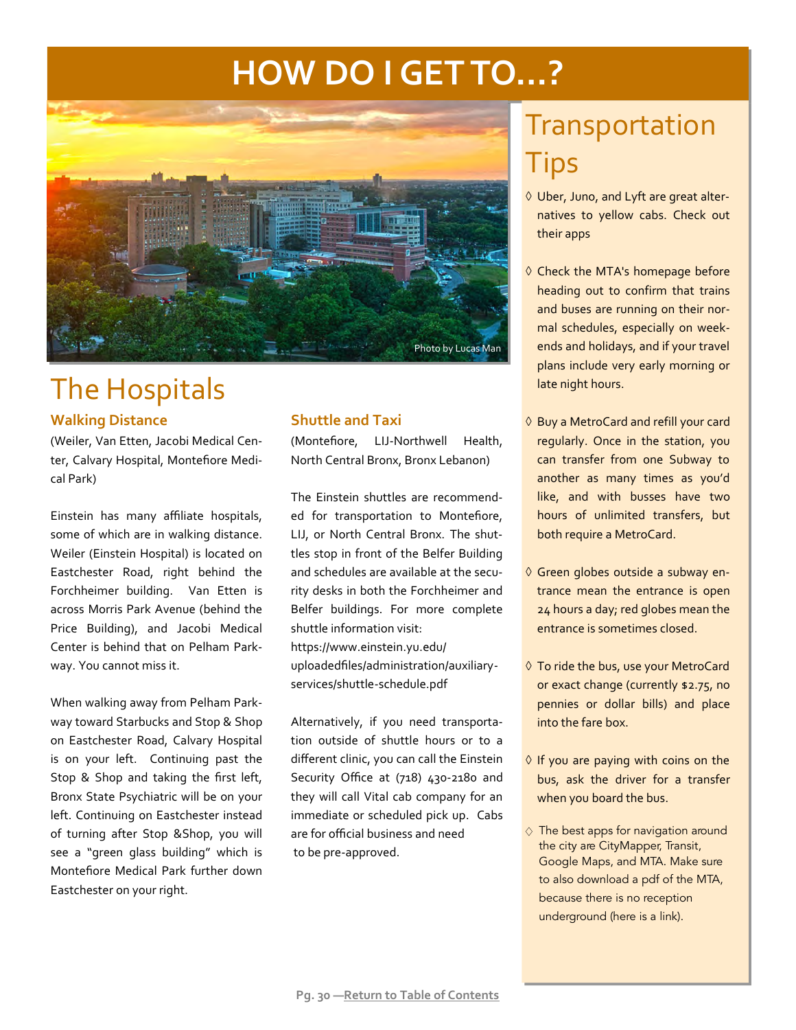# HOW DO I GET TO…?

Photo by Lucas Man

## The Hospitals

### Walking Distance

(Weiler, Van Etten, Jacobi Medical Center, Calvary Hospital, Montefiore Medical Park)

Einstein has many affiliate hospitals, some of which are in walking distance. Weiler (Einstein Hospital) is located on Eastchester Road, right behind the Forchheimer building. Van Etten is across Morris Park Avenue (behind the Price Building), and Jacobi Medical Center is behind that on Pelham Parkway. You cannot miss it.

When walking away from Pelham Parkway toward Starbucks and Stop & Shop on Eastchester Road, Calvary Hospital is on your left. Continuing past the Stop & Shop and taking the first left, Bronx State Psychiatric will be on your left. Continuing on Eastchester instead of turning after Stop &Shop, you will see a "green glass building" which is Montefiore Medical Park further down Eastchester on your right.

### Shuttle and Taxi

(Montefiore, LIJ-Northwell Health, North Central Bronx, Bronx Lebanon)

The Einstein shuttles are recommended for transportation to Montefiore, LIJ, or North Central Bronx. The shuttles stop in front of the Belfer Building and schedules are available at the security desks in both the Forchheimer and Belfer buildings. For more complete shuttle information visit: https://www.einstein.yu.edu/uploadedfiles/administration/auxiliary-services/shuttle-schedule.pdf

Alternatively, if you need transportation outside of shuttle hours or to a different clinic, you can call the Einstein Security Office at (718) 430-2180 and they will call Vital cab company for an immediate or scheduled pick up. Cabs are for official business and need to be pre-approved.

## Transportation Tips

- Uber, Juno, and Lyft are great alternatives to yellow cabs. Check out their apps
- Check the MTA's homepage before heading out to confirm that trains and buses are running on their normal schedules, especially on weekends and holidays, and if your travel plans include very early morning or late night hours.
- Buy a MetroCard and refill your card regularly. Once in the station, you can transfer from one Subway to another as many times as you'd like, and with busses have two hours of unlimited transfers, but both require a MetroCard.
- Green globes outside a subway entrance mean the entrance is open 24 hours a day; red globes mean the entrance is sometimes closed.
- To ride the bus, use your MetroCard or exact change (currently $2.75, no pennies or dollar bills) and place into the fare box.
- If you are paying with coins on the bus, ask the driver for a transfer when you board the bus.
- The best apps for navigation around the city are CityMapper, Transit, Google Maps, and MTA. Make sure to also download a pdf of the MTA, because there is no reception underground (here is a link).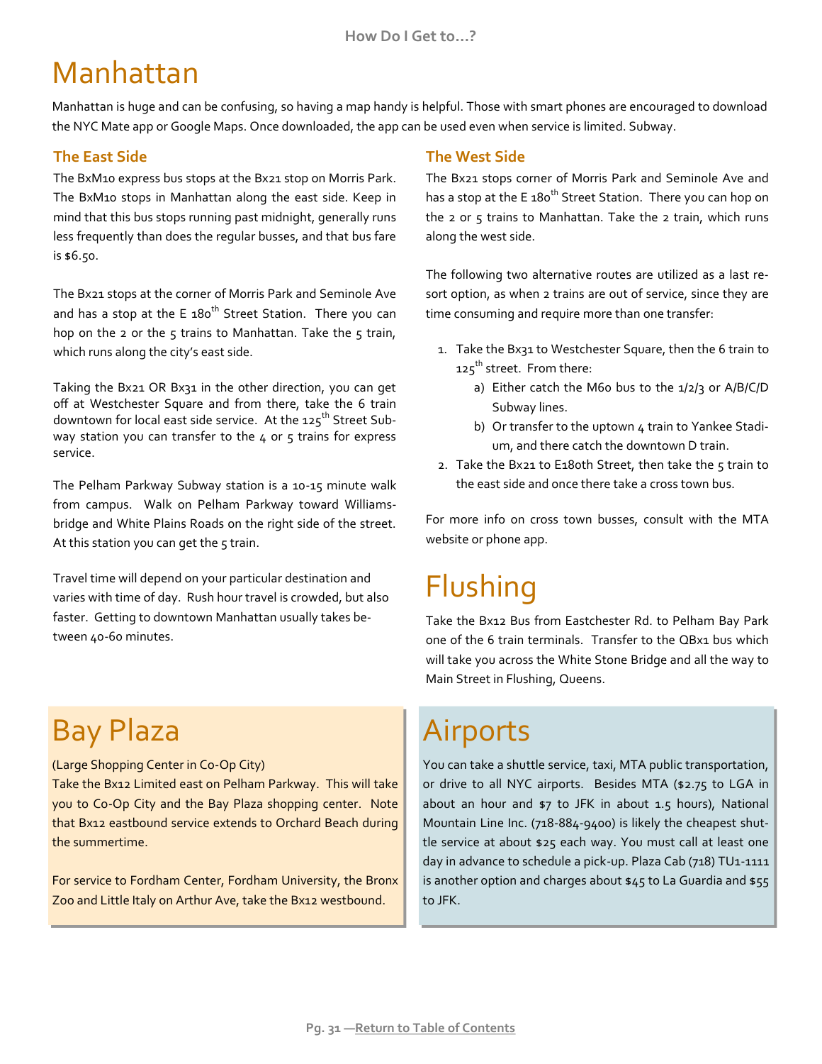# Manhattan

Manhattan is huge and can be confusing, so having a map handy is helpful. Those with smart phones are encouraged to download the NYC Mate app or Google Maps. Once downloaded, the app can be used even when service is limited. Subway.

### The East Side

The BxM10 express bus stops at the Bx21 stop on Morris Park. The BxM10 stops in Manhattan along the east side. Keep in mind that this bus stops running past midnight, generally runs less frequently than does the regular busses, and that bus fare is $6.50.

The Bx21 stops at the corner of Morris Park and Seminole Ave and has a stop at the E 180th Street Station. There you can hop on the 2 or the 5 trains to Manhattan. Take the 5 train, which runs along the city's east side.

Taking the Bx21 OR Bx31 in the other direction, you can get off at Westchester Square and from there, take the 6 train downtown for local east side service. At the 125th Street Subway station you can transfer to the 4 or 5 trains for express service.

The Pelham Parkway Subway station is a 10-15 minute walk from campus. Walk on Pelham Parkway toward Williamsbridge and White Plains Roads on the right side of the street. At this station you can get the 5 train.

Travel time will depend on your particular destination and varies with time of day. Rush hour travel is crowded, but also faster. Getting to downtown Manhattan usually takes between 40-60 minutes.

### The West Side

The Bx21 stops corner of Morris Park and Seminole Ave and has a stop at the E 180th Street Station. There you can hop on the 2 or 5 trains to Manhattan. Take the 2 train, which runs along the west side.

The following two alternative routes are utilized as a last resort option, as when 2 trains are out of service, since they are time consuming and require more than one transfer:

1. Take the Bx31 to Westchester Square, then the 6 train to 125th street. From there:
   a) Either catch the M60 bus to the 1/2/3 or A/B/C/D Subway lines.
   b) Or transfer to the uptown 4 train to Yankee Stadium, and there catch the downtown D train.
2. Take the Bx21 to E180th Street, then take the 5 train to the east side and once there take a cross town bus.

For more info on cross town busses, consult with the MTA website or phone app.

# Flushing

Take the Bx12 Bus from Eastchester Rd. to Pelham Bay Park one of the 6 train terminals. Transfer to the QBx1 bus which will take you across the White Stone Bridge and all the way to Main Street in Flushing, Queens.

# Bay Plaza

(Large Shopping Center in Co-Op City)
Take the Bx12 Limited east on Pelham Parkway. This will take you to Co-Op City and the Bay Plaza shopping center. Note that Bx12 eastbound service extends to Orchard Beach during the summertime.

For service to Fordham Center, Fordham University, the Bronx Zoo and Little Italy on Arthur Ave, take the Bx12 westbound.

# Airports

You can take a shuttle service, taxi, MTA public transportation, or drive to all NYC airports. Besides MTA ($2.75 to LGA in about an hour and $7 to JFK in about 1.5 hours), National Mountain Line Inc. (718-884-9400) is likely the cheapest shuttle service at about $25 each way. You must call at least one day in advance to schedule a pick-up. Plaza Cab (718) TU1-1111 is another option and charges about $45 to La Guardia and $55 to JFK.